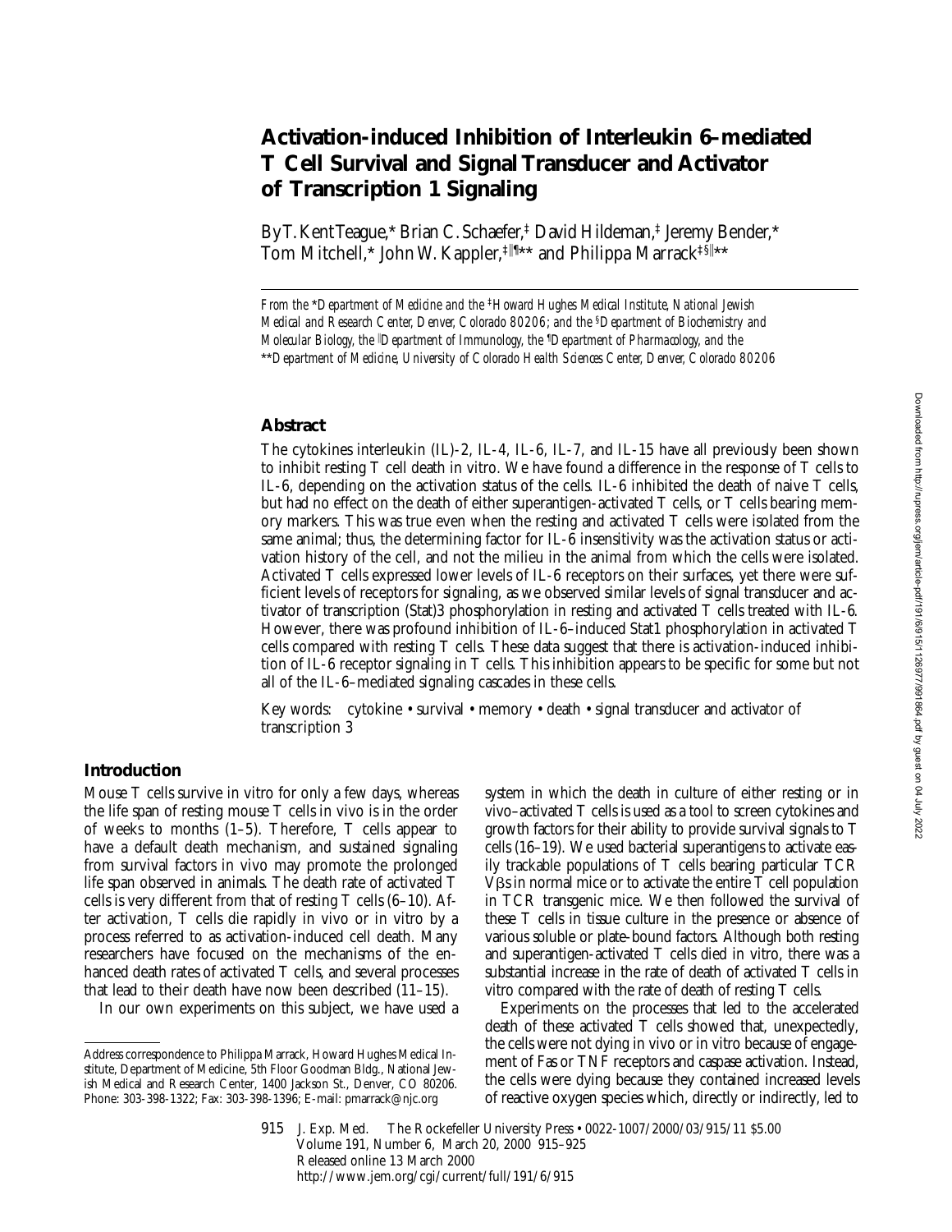# Activation-induced Inhibition of Interleukin 6–mediated T Cell Survival and Signal Transducer and Activator of Transcription 1 Signaling

By T. Kent Teague,* Brian C. Schaefer,‡ David Hildeman,‡ Jeremy Bender,* Tom Mitchell,* John W. Kappler,‡‖¶** and Philippa Marrack‡§‖**

*From the \*Department of Medicine and the ‡Howard Hughes Medical Institute, National Jewish Medical and Research Center, Denver, Colorado 80206; and the §Department of Biochemistry and Molecular Biology, the ‖Department of Immunology, the ¶Department of Pharmacology, and the \*\*Department of Medicine, University of Colorado Health Sciences Center, Denver, Colorado 80206*

## Abstract

The cytokines interleukin (IL)-2, IL-4, IL-6, IL-7, and IL-15 have all previously been shown to inhibit resting T cell death in vitro. We have found a difference in the response of T cells to IL-6, depending on the activation status of the cells. IL-6 inhibited the death of naive T cells, but had no effect on the death of either superantigen-activated T cells, or T cells bearing memory markers. This was true even when the resting and activated T cells were isolated from the same animal; thus, the determining factor for IL-6 insensitivity was the activation status or activation history of the cell, and not the milieu in the animal from which the cells were isolated. Activated T cells expressed lower levels of IL-6 receptors on their surfaces, yet there were sufficient levels of receptors for signaling, as we observed similar levels of signal transducer and activator of transcription (Stat)3 phosphorylation in resting and activated T cells treated with IL-6. However, there was profound inhibition of IL-6–induced Stat1 phosphorylation in activated T cells compared with resting T cells. These data suggest that there is activation-induced inhibition of IL-6 receptor signaling in T cells. This inhibition appears to be specific for some but not all of the IL-6–mediated signaling cascades in these cells.

Key words: cytokine • survival • memory • death • signal transducer and activator of transcription 3

## Introduction

Mouse T cells survive in vitro for only a few days, whereas the life span of resting mouse T cells in vivo is in the order of weeks to months (1–5). Therefore, T cells appear to have a default death mechanism, and sustained signaling from survival factors in vivo may promote the prolonged life span observed in animals. The death rate of activated T cells is very different from that of resting T cells (6–10). After activation, T cells die rapidly in vivo or in vitro by a process referred to as activation-induced cell death. Many researchers have focused on the mechanisms of the enhanced death rates of activated T cells, and several processes that lead to their death have now been described (11–15).

In our own experiments on this subject, we have used a system in which the death in culture of either resting or in vivo–activated T cells is used as a tool to screen cytokines and growth factors for their ability to provide survival signals to T cells (16–19). We used bacterial superantigens to activate easily trackable populations of T cells bearing particular TCR Vβs in normal mice or to activate the entire T cell population in TCR transgenic mice. We then followed the survival of these T cells in tissue culture in the presence or absence of various soluble or plate-bound factors. Although both resting and superantigen-activated T cells died in vitro, there was a substantial increase in the rate of death of activated T cells in vitro compared with the rate of death of resting T cells.

Experiments on the processes that led to the accelerated death of these activated T cells showed that, unexpectedly, the cells were not dying in vivo or in vitro because of engagement of Fas or TNF receptors and caspase activation. Instead, the cells were dying because they contained increased levels of reactive oxygen species which, directly or indirectly, led to

Address correspondence to Philippa Marrack, Howard Hughes Medical Institute, Department of Medicine, 5th Floor Goodman Bldg., National Jewish Medical and Research Center, 1400 Jackson St., Denver, CO 80206. Phone: 303-398-1322; Fax: 303-398-1396; E-mail: pmarrack@njc.org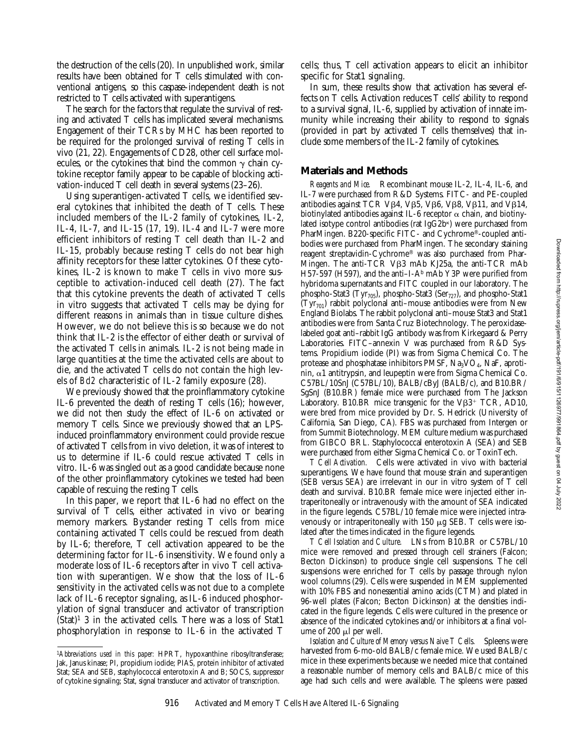the destruction of the cells (20). In unpublished work, similar results have been obtained for T cells stimulated with conventional antigens, so this caspase-independent death is not restricted to T cells activated with superantigens.

The search for the factors that regulate the survival of resting and activated T cells has implicated several mechanisms. Engagement of their TCRs by MHC has been reported to be required for the prolonged survival of resting T cells in vivo (21, 22). Engagements of CD28, other cell surface molecules, or the cytokines that bind the common $\gamma$ chain cytokine receptor family appear to be capable of blocking activation-induced T cell death in several systems (23–26).

Using superantigen-activated T cells, we identified several cytokines that inhibited the death of T cells. These included members of the IL-2 family of cytokines, IL-2, IL-4, IL-7, and IL-15 (17, 19). IL-4 and IL-7 were more efficient inhibitors of resting T cell death than IL-2 and IL-15, probably because resting T cells do not bear high affinity receptors for these latter cytokines. Of these cytokines, IL-2 is known to make T cells in vivo more susceptible to activation-induced cell death (27). The fact that this cytokine prevents the death of activated T cells in vitro suggests that activated T cells may be dying for different reasons in animals than in tissue culture dishes. However, we do not believe this is so because we do not think that IL-2 is the effector of either death or survival of the activated T cells in animals. IL-2 is not being made in large quantities at the time the activated cells are about to die, and the activated T cells do not contain the high levels of *Bcl2* characteristic of IL-2 family exposure (28).

We previously showed that the proinflammatory cytokine IL-6 prevented the death of resting T cells (16); however, we did not then study the effect of IL-6 on activated or memory T cells. Since we previously showed that an LPS-induced proinflammatory environment could provide rescue of activated T cells from in vivo deletion, it was of interest to us to determine if IL-6 could rescue activated T cells in vitro. IL-6 was singled out as a good candidate because none of the other proinflammatory cytokines we tested had been capable of rescuing the resting T cells.

In this paper, we report that IL-6 had no effect on the survival of T cells, either activated in vivo or bearing memory markers. Bystander resting T cells from mice containing activated T cells could be rescued from death by IL-6; therefore, T cell activation appeared to be the determining factor for IL-6 insensitivity. We found only a moderate loss of IL-6 receptors after in vivo T cell activation with superantigen. We show that the loss of IL-6 sensitivity in the activated cells was not due to a complete lack of IL-6 receptor signaling, as IL-6 induced phosphorylation of signal transducer and activator of transcription (Stat)[1] 3 in the activated cells. There was a loss of Stat1 phosphorylation in response to IL-6 in the activated T cells; thus, T cell activation appears to elicit an inhibitor specific for Stat1 signaling.

In sum, these results show that activation has several effects on T cells. Activation reduces T cells' ability to respond to a survival signal, IL-6, supplied by activation of innate immunity while increasing their ability to respond to signals (provided in part by activated T cells themselves) that include some members of the IL-2 family of cytokines.

[1]*Abbreviations used in this paper:* HPRT, hypoxanthine ribosyltransferase; Jak, Janus kinase; PI, propidium iodide; PIAS, protein inhibitor of activated Stat; SEA and SEB, staphylococcal enterotoxin A and B; SOCS, suppressor of cytokine signaling; Stat, signal transducer and activator of transcription.

## Materials and Methods

*Reagents and Mice.* Recombinant mouse IL-2, IL-4, IL-6, and IL-7 were purchased from R&D Systems. FITC- and PE-coupled antibodies against TCR V$\beta$4, V$\beta$5, V$\beta$6, V$\beta$8, V$\beta$11, and V$\beta$14, biotinylated antibodies against IL-6 receptor $\alpha$ chain, and biotinylated isotype control antibodies (rat IgG2b$\kappa$) were purchased from PharMingen. B220-specific FITC- and Cychrome®-coupled antibodies were purchased from PharMingen. The secondary staining reagent streptavidin-Cychrome® was also purchased from PharMingen. The anti-TCR V$\beta$3 mAb KJ25a, the anti-TCR mAb H57-597 (H597), and the anti–I-A$^b$ mAb Y3P were purified from hybridoma supernatants and FITC coupled in our laboratory. The phospho-Stat3 ($Tyr_{705}$), phospho-Stat3 ($Ser_{727}$), and phospho-Stat1 ($Tyr_{701}$) rabbit polyclonal anti–mouse antibodies were from New England Biolabs. The rabbit polyclonal anti–mouse Stat3 and Stat1 antibodies were from Santa Cruz Biotechnology. The peroxidase-labeled goat anti–rabbit IgG antibody was from Kirkegaard & Perry Laboratories. FITC–annexin V was purchased from R&D Systems. Propidium iodide (PI) was from Sigma Chemical Co. The protease and phosphatase inhibitors PMSF, $Na_3VO_4$, NaF, aprotinin, $\alpha$1 antitrypsin, and leupeptin were from Sigma Chemical Co. C57BL/10SnJ (C57BL/10), BALB/cByJ (BALB/c), and B10.BR/SgSnJ (B10.BR) female mice were purchased from The Jackson Laboratory. B10.BR mice transgenic for the V$\beta$3$^+$ TCR, AD10, were bred from mice provided by Dr. S. Hedrick (University of California, San Diego, CA). FBS was purchased from Intergen or from Summit Biotechnology. MEM culture medium was purchased from GIBCO BRL. Staphylococcal enterotoxin A (SEA) and SEB were purchased from either Sigma Chemical Co. or ToxinTech.

*T Cell Activation.* Cells were activated in vivo with bacterial superantigens. We have found that mouse strain and superantigen (SEB versus SEA) are irrelevant in our in vitro system of T cell death and survival. B10.BR female mice were injected either intraperitoneally or intravenously with the amount of SEA indicated in the figure legends. C57BL/10 female mice were injected intravenously or intraperitoneally with 150 $\mu$g SEB. T cells were isolated after the times indicated in the figure legends.

*T Cell Isolation and Culture.* LNs from B10.BR or C57BL/10 mice were removed and pressed through cell strainers (Falcon; Becton Dickinson) to produce single cell suspensions. The cell suspensions were enriched for T cells by passage through nylon wool columns (29). Cells were suspended in MEM supplemented with 10% FBS and nonessential amino acids (CTM) and plated in 96-well plates (Falcon; Becton Dickinson) at the densities indicated in the figure legends. Cells were cultured in the presence or absence of the indicated cytokines and/or inhibitors at a final volume of 200 $\mu$l per well.

*Isolation and Culture of Memory versus Naive T Cells.* Spleens were harvested from 6-mo-old BALB/c female mice. We used BALB/c mice in these experiments because we needed mice that contained a reasonable number of memory cells and BALB/c mice of this age had such cells and were available. The spleens were passed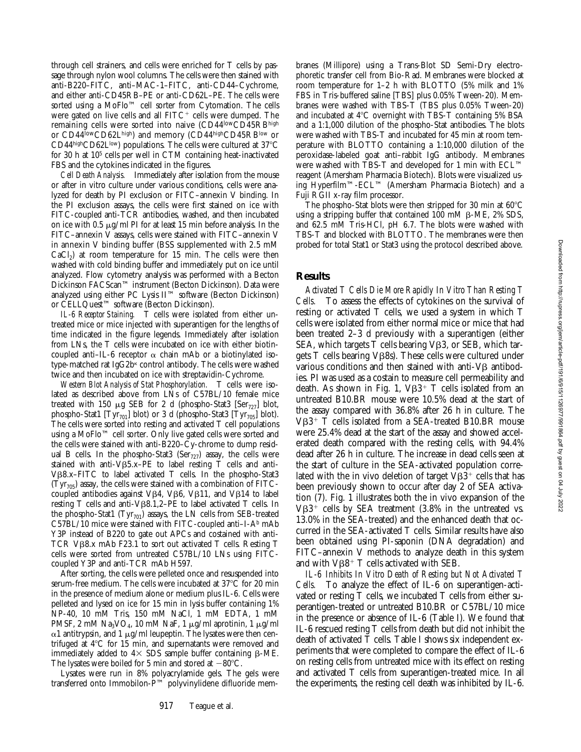through cell strainers, and cells were enriched for T cells by passage through nylon wool columns. The cells were then stained with anti-B220–FITC, anti–MAC-1–FITC, anti-CD44–Cychrome, and either anti-CD45RB–PE or anti-CD62L–PE. The cells were sorted using a MoFlo™ cell sorter from Cytomation. The cells were gated on live cells and all FITC$^+$ cells were dumped. The remaining cells were sorted into naive (CD44$^{low}$CD45RB$^{high}$ or CD44$^{low}$CD62L$^{high}$) and memory (CD44$^{high}$CD45RB$^{low}$ or CD44$^{high}$CD62L$^{low}$) populations. The cells were cultured at 37°C for 30 h at $10^5$ cells per well in CTM containing heat-inactivated FBS and the cytokines indicated in the figures.

*Cell Death Analysis.* Immediately after isolation from the mouse or after in vitro culture under various conditions, cells were analyzed for death by PI exclusion or FITC–annexin V binding. In the PI exclusion assays, the cells were first stained on ice with FITC-coupled anti-TCR antibodies, washed, and then incubated on ice with 0.5 μg/ml PI for at least 15 min before analysis. In the FITC–annexin V assays, cells were stained with FITC–annexin V in annexin V binding buffer (BSS supplemented with 2.5 mM $CaCl_2$) at room temperature for 15 min. The cells were then washed with cold binding buffer and immediately put on ice until analyzed. Flow cytometry analysis was performed with a Becton Dickinson FACScan™ instrument (Becton Dickinson). Data were analyzed using either PC Lysis II™ software (Becton Dickinson) or CELLQuest™ software (Becton Dickinson).

*IL-6 Receptor Staining.* T cells were isolated from either untreated mice or mice injected with superantigen for the lengths of time indicated in the figure legends. Immediately after isolation from LNs, the T cells were incubated on ice with either biotin-coupled anti–IL-6 receptor α chain mAb or a biotinylated isotype-matched rat IgG2b$^{\kappa}$ control antibody. The cells were washed twice and then incubated on ice with streptavidin-Cychrome.

*Western Blot Analysis of Stat Phosphorylation.* T cells were isolated as described above from LNs of C57BL/10 female mice treated with 150 μg SEB for 2 d (phospho-Stat3 [$Ser_{727}$] blot, phospho-Stat1 [$Tyr_{701}$] blot) or 3 d (phospho-Stat3 [$Tyr_{705}$] blot). The cells were sorted into resting and activated T cell populations using a MoFlo™ cell sorter. Only live gated cells were sorted and the cells were stained with anti-B220–Cy-chrome to dump residual B cells. In the phospho-Stat3 ($Ser_{727}$) assay, the cells were stained with anti-Vβ5.x–PE to label resting T cells and anti-Vβ8.x–FITC to label activated T cells. In the phospho-Stat3 ($Tyr_{705}$) assay, the cells were stained with a combination of FITC-coupled antibodies against Vβ4, Vβ6, Vβ11, and Vβ14 to label resting T cells and anti-Vβ8.1,2–PE to label activated T cells. In the phospho-Stat1 ($Tyr_{701}$) assays, the LN cells from SEB-treated C57BL/10 mice were stained with FITC-coupled anti–I-A$^b$ mAb Y3P instead of B220 to gate out APCs and costained with anti-TCR Vβ8.x mAb F23.1 to sort out activated T cells. Resting T cells were sorted from untreated C57BL/10 LNs using FITC-coupled Y3P and anti-TCR mAb H597.

After sorting, the cells were pelleted once and resuspended into serum-free medium. The cells were incubated at 37°C for 20 min in the presence of medium alone or medium plus IL-6. Cells were pelleted and lysed on ice for 15 min in lysis buffer containing 1% NP-40, 10 mM Tris, 150 mM NaCl, 1 mM EDTA, 1 mM PMSF, 2 mM $Na_3VO_4$, 10 mM NaF, 1 μg/ml aprotinin, 1 μg/ml α1 antitrypsin, and 1 μg/ml leupeptin. The lysates were then centrifuged at 4°C for 15 min, and supernatants were removed and immediately added to 4× SDS sample buffer containing β-ME. The lysates were boiled for 5 min and stored at −80°C.

Lysates were run in 8% polyacrylamide gels. The gels were transferred onto Immobilon-P™ polyvinylidene difluoride membranes (Millipore) using a Trans-Blot SD Semi-Dry electrophoretic transfer cell from Bio-Rad. Membranes were blocked at room temperature for 1–2 h with BLOTTO (5% milk and 1% FBS in Tris-buffered saline [TBS] plus 0.05% Tween-20). Membranes were washed with TBS-T (TBS plus 0.05% Tween-20) and incubated at 4°C overnight with TBS-T containing 5% BSA and a 1:1,000 dilution of the phospho-Stat antibodies. The blots were washed with TBS-T and incubated for 45 min at room temperature with BLOTTO containing a 1:10,000 dilution of the peroxidase-labeled goat anti–rabbit IgG antibody. Membranes were washed with TBS-T and developed for 1 min with ECL™ reagent (Amersham Pharmacia Biotech). Blots were visualized using Hyperfilm™-ECL™ (Amersham Pharmacia Biotech) and a Fuji RGII x-ray film processor.

The phospho-Stat blots were then stripped for 30 min at 60°C using a stripping buffer that contained 100 mM β-ME, 2% SDS, and 62.5 mM Tris-HCl, pH 6.7. The blots were washed with TBS-T and blocked with BLOTTO. The membranes were then probed for total Stat1 or Stat3 using the protocol described above.

## Results

*Activated T Cells Die More Rapidly In Vitro Than Resting T Cells.* To assess the effects of cytokines on the survival of resting or activated T cells, we used a system in which T cells were isolated from either normal mice or mice that had been treated 2–3 d previously with a superantigen (either SEA, which targets T cells bearing Vβ3, or SEB, which targets T cells bearing Vβ8s). These cells were cultured under various conditions and then stained with anti-Vβ antibodies. PI was used as a costain to measure cell permeability and death. As shown in Fig. 1, Vβ3$^+$ T cells isolated from an untreated B10.BR mouse were 10.5% dead at the start of the assay compared with 36.8% after 26 h in culture. The Vβ3$^+$ T cells isolated from a SEA-treated B10.BR mouse were 25.4% dead at the start of the assay and showed accelerated death compared with the resting cells, with 94.4% dead after 26 h in culture. The increase in dead cells seen at the start of culture in the SEA-activated population correlated with the in vivo deletion of target Vβ3$^+$ cells that has been previously shown to occur after day 2 of SEA activation (7). Fig. 1 illustrates both the in vivo expansion of the Vβ3$^+$ cells by SEA treatment (3.8% in the untreated vs. 13.0% in the SEA-treated) and the enhanced death that occurred in the SEA-activated T cells. Similar results have also been obtained using PI-saponin (DNA degradation) and FITC–annexin V methods to analyze death in this system and with Vβ8$^+$ T cells activated with SEB.

*IL-6 Inhibits In Vitro Death of Resting but Not Activated T Cells.* To analyze the effect of IL-6 on superantigen-activated or resting T cells, we incubated T cells from either superantigen-treated or untreated B10.BR or C57BL/10 mice in the presence or absence of IL-6 (Table I). We found that IL-6 rescued resting T cells from death but did not inhibit the death of activated T cells. Table I shows six independent experiments that were completed to compare the effect of IL-6 on resting cells from untreated mice with its effect on resting and activated T cells from superantigen-treated mice. In all the experiments, the resting cell death was inhibited by IL-6.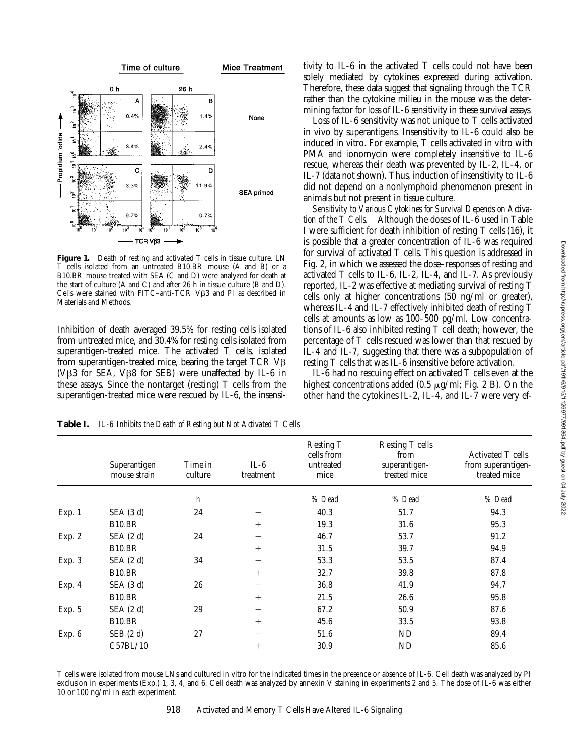Time of culture

Mice Treatment

0 h

26 h

A

B

0.4%

1.4%

None

3.4%

2.4%

C

D

3.3%

11.9%

SEA primed

9.7%

0.7%

Propidium Iodide

TCR Vβ3

**Figure 1.** Death of resting and activated T cells in tissue culture. LN T cells isolated from an untreated B10.BR mouse (A and B) or a B10.BR mouse treated with SEA (C and D) were analyzed for death at the start of culture (A and C) and after 26 h in tissue culture (B and D). Cells were stained with FITC–anti-TCR Vβ3 and PI as described in Materials and Methods.

Inhibition of death averaged 39.5% for resting cells isolated from untreated mice, and 30.4% for resting cells isolated from superantigen-treated mice. The activated T cells, isolated from superantigen-treated mice, bearing the target TCR Vβ (Vβ3 for SEA, Vβ8 for SEB) were unaffected by IL-6 in these assays. Since the nontarget (resting) T cells from the superantigen-treated mice were rescued by IL-6, the insensitivity to IL-6 in the activated T cells could not have been solely mediated by cytokines expressed during activation. Therefore, these data suggest that signaling through the TCR rather than the cytokine milieu in the mouse was the determining factor for loss of IL-6 sensitivity in these survival assays.

Loss of IL-6 sensitivity was not unique to T cells activated in vivo by superantigens. Insensitivity to IL-6 could also be induced in vitro. For example, T cells activated in vitro with PMA and ionomycin were completely insensitive to IL-6 rescue, whereas their death was prevented by IL-2, IL-4, or IL-7 (data not shown). Thus, induction of insensitivity to IL-6 did not depend on a nonlymphoid phenomenon present in animals but not present in tissue culture.

*Sensitivity to Various Cytokines for Survival Depends on Activation of the T Cells.* Although the doses of IL-6 used in Table I were sufficient for death inhibition of resting T cells (16), it is possible that a greater concentration of IL-6 was required for survival of activated T cells. This question is addressed in Fig. 2, in which we assessed the dose–responses of resting and activated T cells to IL-6, IL-2, IL-4, and IL-7. As previously reported, IL-2 was effective at mediating survival of resting T cells only at higher concentrations (50 ng/ml or greater), whereas IL-4 and IL-7 effectively inhibited death of resting T cells at amounts as low as 100–500 pg/ml. Low concentrations of IL-6 also inhibited resting T cell death; however, the percentage of T cells rescued was lower than that rescued by IL-4 and IL-7, suggesting that there was a subpopulation of resting T cells that was IL-6 insensitive before activation.

IL-6 had no rescuing effect on activated T cells even at the highest concentrations added (0.5 μg/ml; Fig. 2 B). On the other hand the cytokines IL-2, IL-4, and IL-7 were very ef-

**Table I.** *IL-6 Inhibits the Death of Resting but Not Activated T Cells*

| | Superantigen mouse strain | Time in culture | IL-6 treatment | Resting T cells from untreated mice | Resting T cells from superantigen-treated mice | Activated T cells from superantigen-treated mice |
|---|---|---|---|---|---|---|
| | | *h* | | *% Dead* | *% Dead* | *% Dead* |
| Exp. 1 | SEA (3 d) | 24 | − | 40.3 | 51.7 | 94.3 |
| | B10.BR | | + | 19.3 | 31.6 | 95.3 |
| Exp. 2 | SEA (2 d) | 24 | − | 46.7 | 53.7 | 91.2 |
| | B10.BR | | + | 31.5 | 39.7 | 94.9 |
| Exp. 3 | SEA (2 d) | 34 | − | 53.3 | 53.5 | 87.4 |
| | B10.BR | | + | 32.7 | 39.8 | 87.8 |
| Exp. 4 | SEA (3 d) | 26 | − | 36.8 | 41.9 | 94.7 |
| | B10.BR | | + | 21.5 | 26.6 | 95.8 |
| Exp. 5 | SEA (2 d) | 29 | − | 67.2 | 50.9 | 87.6 |
| | B10.BR | | + | 45.6 | 33.5 | 93.8 |
| Exp. 6 | SEB (2 d) | 27 | − | 51.6 | ND | 89.4 |
| | C57BL/10 | | + | 30.9 | ND | 85.6 |

T cells were isolated from mouse LNs and cultured in vitro for the indicated times in the presence or absence of IL-6. Cell death was analyzed by PI exclusion in experiments (Exp.) 1, 3, 4, and 6. Cell death was analyzed by annexin V staining in experiments 2 and 5. The dose of IL-6 was either 10 or 100 ng/ml in each experiment.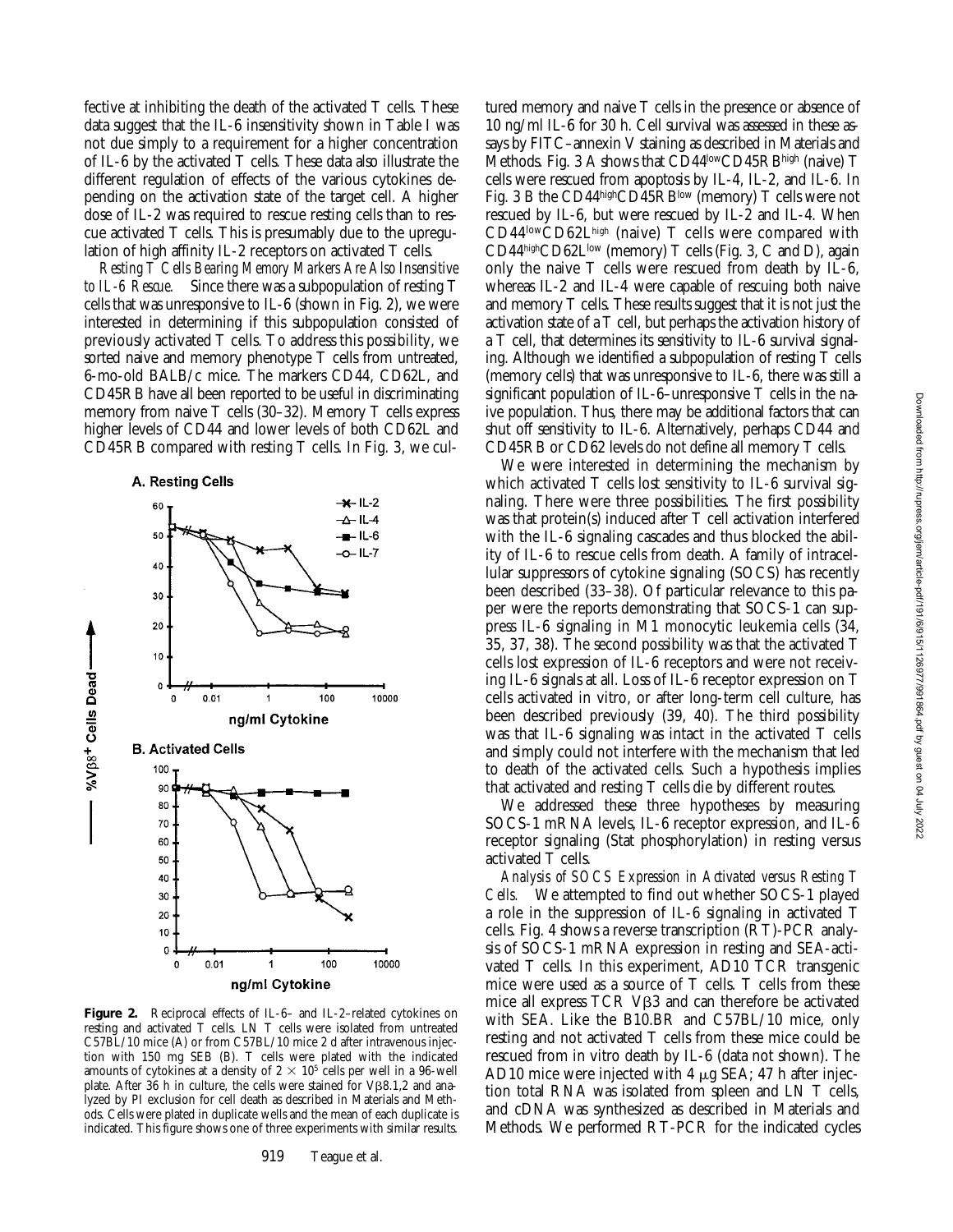fective at inhibiting the death of the activated T cells. These data suggest that the IL-6 insensitivity shown in Table I was not due simply to a requirement for a higher concentration of IL-6 by the activated T cells. These data also illustrate the different regulation of effects of the various cytokines depending on the activation state of the target cell. A higher dose of IL-2 was required to rescue resting cells than to rescue activated T cells. This is presumably due to the upregulation of high affinity IL-2 receptors on activated T cells.

*Resting T Cells Bearing Memory Markers Are Also Insensitive to IL-6 Rescue.* Since there was a subpopulation of resting T cells that was unresponsive to IL-6 (shown in Fig. 2), we were interested in determining if this subpopulation consisted of previously activated T cells. To address this possibility, we sorted naive and memory phenotype T cells from untreated, 6-mo-old BALB/c mice. The markers CD44, CD62L, and CD45RB have all been reported to be useful in discriminating memory from naive T cells (30–32). Memory T cells express higher levels of CD44 and lower levels of both CD62L and CD45RB compared with resting T cells. In Fig. 3, we cultured memory and naive T cells in the presence or absence of 10 ng/ml IL-6 for 30 h. Cell survival was assessed in these assays by FITC–annexin V staining as described in Materials and Methods. Fig. 3 A shows that $CD44^{low}CD45RB^{high}$ (naive) T cells were rescued from apoptosis by IL-4, IL-2, and IL-6. In Fig. 3 B the $CD44^{high}CD45RB^{low}$ (memory) T cells were not rescued by IL-6, but were rescued by IL-2 and IL-4. When $CD44^{low}CD62L^{high}$ (naive) T cells were compared with $CD44^{high}CD62L^{low}$ (memory) T cells (Fig. 3, C and D), again only the naive T cells were rescued from death by IL-6, whereas IL-2 and IL-4 were capable of rescuing both naive and memory T cells. These results suggest that it is not just the activation state of a T cell, but perhaps the activation history of a T cell, that determines its sensitivity to IL-6 survival signaling. Although we identified a subpopulation of resting T cells (memory cells) that was unresponsive to IL-6, there was still a significant population of IL-6–unresponsive T cells in the naive population. Thus, there may be additional factors that can shut off sensitivity to IL-6. Alternatively, perhaps CD44 and CD45RB or CD62 levels do not define all memory T cells.

We were interested in determining the mechanism by which activated T cells lost sensitivity to IL-6 survival signaling. There were three possibilities. The first possibility was that protein(s) induced after T cell activation interfered with the IL-6 signaling cascades and thus blocked the ability of IL-6 to rescue cells from death. A family of intracellular suppressors of cytokine signaling (SOCS) has recently been described (33–38). Of particular relevance to this paper were the reports demonstrating that SOCS-1 can suppress IL-6 signaling in M1 monocytic leukemia cells (34, 35, 37, 38). The second possibility was that the activated T cells lost expression of IL-6 receptors and were not receiving IL-6 signals at all. Loss of IL-6 receptor expression on T cells activated in vitro, or after long-term cell culture, has been described previously (39, 40). The third possibility was that IL-6 signaling was intact in the activated T cells and simply could not interfere with the mechanism that led to death of the activated cells. Such a hypothesis implies that activated and resting T cells die by different routes.

We addressed these three hypotheses by measuring SOCS-1 mRNA levels, IL-6 receptor expression, and IL-6 receptor signaling (Stat phosphorylation) in resting versus activated T cells.

*Analysis of SOCS Expression in Activated versus Resting T Cells.* We attempted to find out whether SOCS-1 played a role in the suppression of IL-6 signaling in activated T cells. Fig. 4 shows a reverse transcription (RT)-PCR analysis of SOCS-1 mRNA expression in resting and SEA-activated T cells. In this experiment, AD10 TCR transgenic mice were used as a source of T cells. T cells from these mice all express TCR Vβ3 and can therefore be activated with SEA. Like the B10.BR and C57BL/10 mice, only resting and not activated T cells from these mice could be rescued from in vitro death by IL-6 (data not shown). The AD10 mice were injected with 4 μg SEA; 47 h after injection total RNA was isolated from spleen and LN T cells, and cDNA was synthesized as described in Materials and Methods. We performed RT-PCR for the indicated cycles

A. Resting Cells

B. Activated Cells

%Vβ8+ Cells Dead

ng/ml Cytokine

IL-2
IL-4
IL-6
IL-7

**Figure 2.** Reciprocal effects of IL-6– and IL-2–related cytokines on resting and activated T cells. LN T cells were isolated from untreated C57BL/10 mice (A) or from C57BL/10 mice 2 d after intravenous injection with 150 mg SEB (B). T cells were plated with the indicated amounts of cytokines at a density of $2 \times 10^5$ cells per well in a 96-well plate. After 36 h in culture, the cells were stained for Vβ8.1,2 and analyzed by PI exclusion for cell death as described in Materials and Methods. Cells were plated in duplicate wells and the mean of each duplicate is indicated. This figure shows one of three experiments with similar results.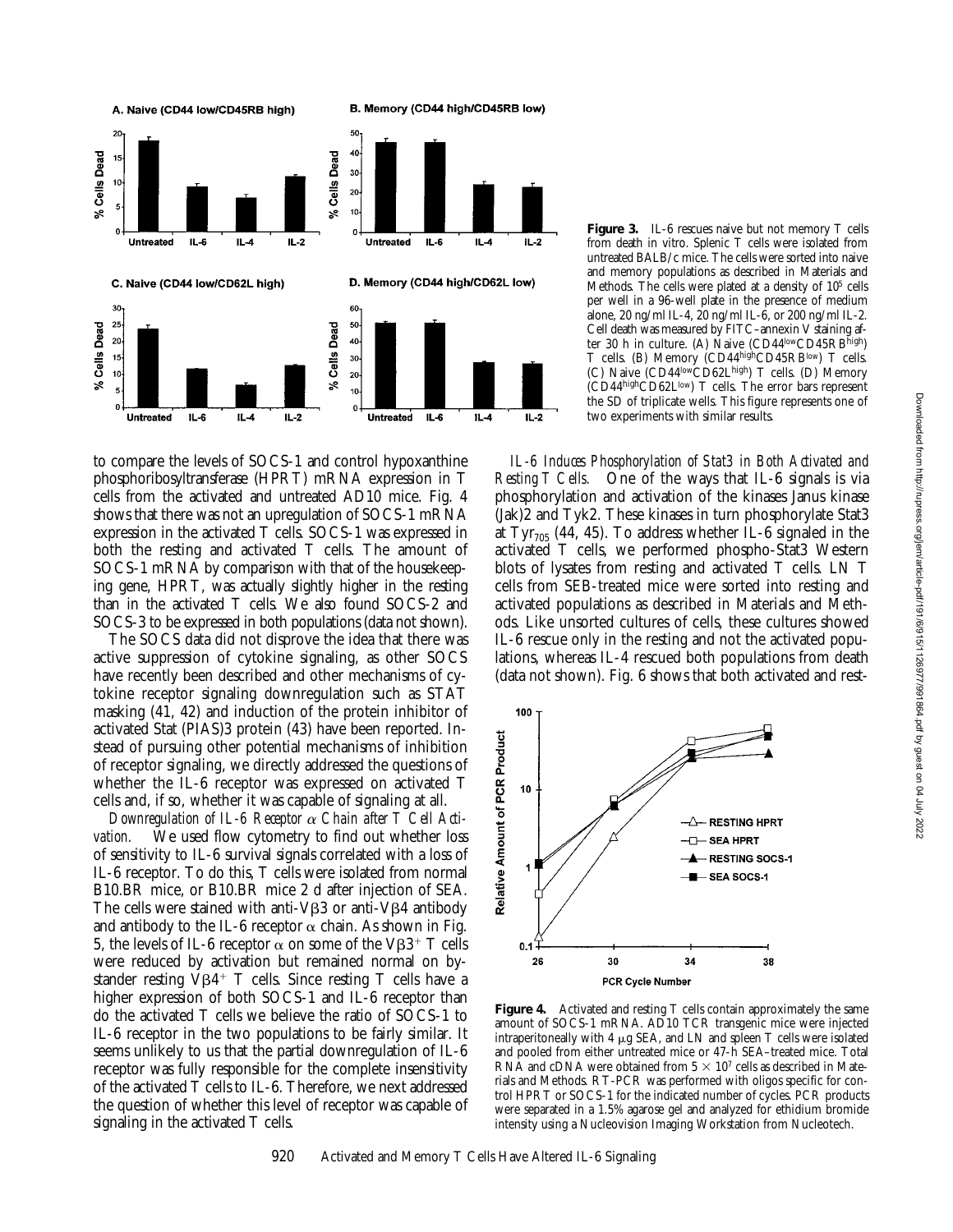A. Naive (CD44 low/CD45RB high)

% Cells Dead

Untreated IL-6 IL-4 IL-2

B. Memory (CD44 high/CD45RB low)

% Cells Dead

Untreated IL-6 IL-4 IL-2

C. Naive (CD44 low/CD62L high)

% Cells Dead

Untreated IL-6 IL-4 IL-2

D. Memory (CD44 high/CD62L low)

% Cells Dead

Untreated IL-6 IL-4 IL-2

**Figure 3.** IL-6 rescues naive but not memory T cells from death in vitro. Splenic T cells were isolated from untreated BALB/c mice. The cells were sorted into naive and memory populations as described in Materials and Methods. The cells were plated at a density of $10^5$ cells per well in a 96-well plate in the presence of medium alone, 20 ng/ml IL-4, 20 ng/ml IL-6, or 200 ng/ml IL-2. Cell death was measured by FITC–annexin V staining after 30 h in culture. (A) Naive (CD44$^{low}$CD45RB$^{high}$) T cells. (B) Memory (CD44$^{high}$CD45RB$^{low}$) T cells. (C) Naive (CD44$^{low}$CD62L$^{high}$) T cells. (D) Memory (CD44$^{high}$CD62L$^{low}$) T cells. The error bars represent the SD of triplicate wells. This figure represents one of two experiments with similar results.

to compare the levels of SOCS-1 and control hypoxanthine phosphoribosyltransferase (HPRT) mRNA expression in T cells from the activated and untreated AD10 mice. Fig. 4 shows that there was not an upregulation of SOCS-1 mRNA expression in the activated T cells. SOCS-1 was expressed in both the resting and activated T cells. The amount of SOCS-1 mRNA by comparison with that of the housekeeping gene, HPRT, was actually slightly higher in the resting than in the activated T cells. We also found SOCS-2 and SOCS-3 to be expressed in both populations (data not shown).

The SOCS data did not disprove the idea that there was active suppression of cytokine signaling, as other SOCS have recently been described and other mechanisms of cytokine receptor signaling downregulation such as STAT masking (41, 42) and induction of the protein inhibitor of activated Stat (PIAS)3 protein (43) have been reported. Instead of pursuing other potential mechanisms of inhibition of receptor signaling, we directly addressed the question of whether the IL-6 receptor was expressed on activated T cells and, if so, whether it was capable of signaling at all.

*Downregulation of IL-6 Receptor α Chain after T Cell Activation.* We used flow cytometry to find out whether loss of sensitivity to IL-6 survival signals correlated with a loss of IL-6 receptor. To do this, T cells were isolated from normal B10.BR mice, or B10.BR mice 2 d after injection of SEA. The cells were stained with anti-Vβ3 or anti-Vβ4 antibody and antibody to the IL-6 receptor α chain. As shown in Fig. 5, the levels of IL-6 receptor α on some of the Vβ3$^+$ T cells were reduced by activation but remained normal on bystander resting Vβ4$^+$ T cells. Since resting T cells have a higher expression of both SOCS-1 and IL-6 receptor than do the activated T cells we believe the ratio of SOCS-1 to IL-6 receptor in the two populations to be fairly similar. It seems unlikely to us that the partial downregulation of IL-6 receptor was fully responsible for the complete insensitivity of the activated T cells to IL-6. Therefore, we next addressed the question of whether this level of receptor was capable of signaling in the activated T cells.

*IL-6 Induces Phosphorylation of Stat3 in Both Activated and Resting T Cells.* One of the ways that IL-6 signals is via phosphorylation and activation of the kinases Janus kinase (Jak)2 and Tyk2. These kinases in turn phosphorylate Stat3 at $Tyr_{705}$ (44, 45). To address whether IL-6 signaled in the activated T cells, we performed phospho-Stat3 Western blots of lysates from resting and activated T cells. LN T cells from SEB-treated mice were sorted into resting and activated populations as described in Materials and Methods. Like unsorted cultures of cells, these cultures showed IL-6 rescue only in the resting and not the activated populations, whereas IL-4 rescued both populations from death (data not shown). Fig. 6 shows that both activated and rest-

Relative Amount of PCR Product

PCR Cycle Number

RESTING HPRT

SEA HPRT

RESTING SOCS-1

SEA SOCS-1

**Figure 4.** Activated and resting T cells contain approximately the same amount of SOCS-1 mRNA. AD10 TCR transgenic mice were injected intraperitoneally with 4 μg SEA, and LN and spleen T cells were isolated and pooled from either untreated mice or 47-h SEA–treated mice. Total RNA and cDNA were obtained from $5 \times 10^7$ cells as described in Materials and Methods. RT-PCR was performed with oligos specific for control HPRT or SOCS-1 for the indicated number of cycles. PCR products were separated in a 1.5% agarose gel and analyzed for ethidium bromide intensity using a Nucleovision Imaging Workstation from Nucleotech.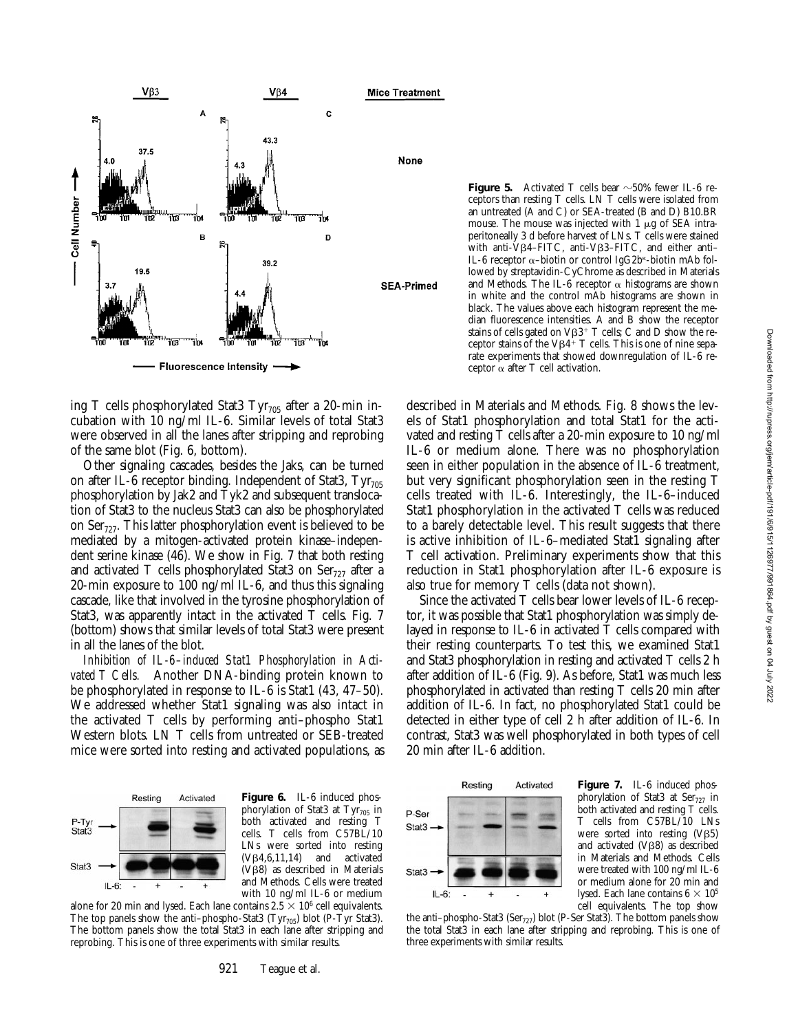Vβ3

Vβ4

Mice Treatment

A

C

37.5

4.0

43.3

4.3

None

Cell Number

B

D

19.5

3.7

39.2

4.4

SEA-Primed

Fluorescence Intensity

**Figure 5.** Activated T cells bear ~50% fewer IL-6 receptors than resting T cells. LN T cells were isolated from an untreated (A and C) or SEA-treated (B and D) B10.BR mouse. The mouse was injected with 1 μg of SEA intraperitoneally 3 d before harvest of LNs. T cells were stained with anti-Vβ4–FITC, anti-Vβ3–FITC, and either anti–IL-6 receptor α–biotin or control IgG2b$^{\kappa}$-biotin mAb followed by streptavidin-CyChrome as described in Materials and Methods. The IL-6 receptor α histograms are shown in white and the control mAb histograms are shown in black. The values above each histogram represent the median fluorescence intensities. A and B show the receptor stains of cells gated on Vβ3$^{+}$ T cells; C and D show the receptor stains of the Vβ4$^{+}$ T cells. This is one of nine separate experiments that showed downregulation of IL-6 receptor α after T cell activation.

ing T cells phosphorylated Stat3 $Tyr_{705}$ after a 20-min incubation with 10 ng/ml IL-6. Similar levels of total Stat3 were observed in all the lanes after stripping and reprobing of the same blot (Fig. 6, bottom).

Other signaling cascades, besides the Jaks, can be turned on after IL-6 receptor binding. Independent of Stat3, $Tyr_{705}$ phosphorylation by Jak2 and Tyk2 and subsequent translocation of Stat3 to the nucleus Stat3 can also be phosphorylated on $Ser_{727}$. This latter phosphorylation event is believed to be mediated by a mitogen-activated protein kinase–independent serine kinase (46). We show in Fig. 7 that both resting and activated T cells phosphorylated Stat3 on $Ser_{727}$ after a 20-min exposure to 100 ng/ml IL-6, and thus this signaling cascade, like that involved in the tyrosine phosphorylation of Stat3, was apparently intact in the activated T cells. Fig. 7 (bottom) shows that similar levels of total Stat3 were present in all the lanes of the blot.

*Inhibition of IL-6–induced Stat1 Phosphorylation in Activated T Cells.* Another DNA-binding protein known to be phosphorylated in response to IL-6 is Stat1 (43, 47–50). We addressed whether Stat1 signaling was also intact in the activated T cells by performing anti–phospho Stat1 Western blots. LN T cells from untreated or SEB-treated mice were sorted into resting and activated populations, as described in Materials and Methods. Fig. 8 shows the levels of Stat1 phosphorylation and total Stat1 for the activated and resting T cells after a 20-min exposure to 10 ng/ml IL-6 or medium alone. There was no phosphorylation seen in either population in the absence of IL-6 treatment, but very significant phosphorylation seen in the resting T cells treated with IL-6. Interestingly, the IL-6–induced Stat1 phosphorylation in the activated T cells was reduced to a barely detectable level. This result suggests that there is active inhibition of IL-6–mediated Stat1 signaling after T cell activation. Preliminary experiments show that this reduction in Stat1 phosphorylation after IL-6 exposure is also true for memory T cells (data not shown).

Since the activated T cells bear lower levels of IL-6 receptor, it was possible that Stat1 phosphorylation was simply delayed in response to IL-6 in activated T cells compared with their resting counterparts. To test this, we examined Stat1 and Stat3 phosphorylation in resting and activated T cells 2 h after addition of IL-6 (Fig. 9). As before, Stat1 was much less phosphorylated in activated than resting T cells 20 min after addition of IL-6. In fact, no phosphorylated Stat1 could be detected in either type of cell 2 h after addition of IL-6. In contrast, Stat3 was well phosphorylated in both types of cell 20 min after IL-6 addition.

Resting

Activated

P-Tyr Stat3

Stat3

IL-6: - + - +

**Figure 6.** IL-6 induced phosphorylation of Stat3 at $Tyr_{705}$ in both activated and resting T cells. T cells from C57BL/10 LNs were sorted into resting (Vβ4,6,11,14) and activated (Vβ8) as described in Materials and Methods. Cells were treated with 10 ng/ml IL-6 or medium alone for 20 min and lysed. Each lane contains $2.5 \times 10^6$ cell equivalents. The top panels show the anti–phospho-Stat3 ($Tyr_{705}$) blot (P-Tyr Stat3). The bottom panels show the total Stat3 in each lane after stripping and reprobing. This is one of three experiments with similar results.

Resting

Activated

P-Ser Stat3

Stat3

IL-6: - + - +

**Figure 7.** IL-6 induced phosphorylation of Stat3 at $Ser_{727}$ in both activated and resting T cells. T cells from C57BL/10 LNs were sorted into resting (Vβ5) and activated (Vβ8) as described in Materials and Methods. Cells were treated with 100 ng/ml IL-6 or medium alone for 20 min and lysed. Each lane contains $6 \times 10^5$ cell equivalents. The top show the anti–phospho-Stat3 ($Ser_{727}$) blot (P-Ser Stat3). The bottom panels show the total Stat3 in each lane after stripping and reprobing. This is one of three experiments with similar results.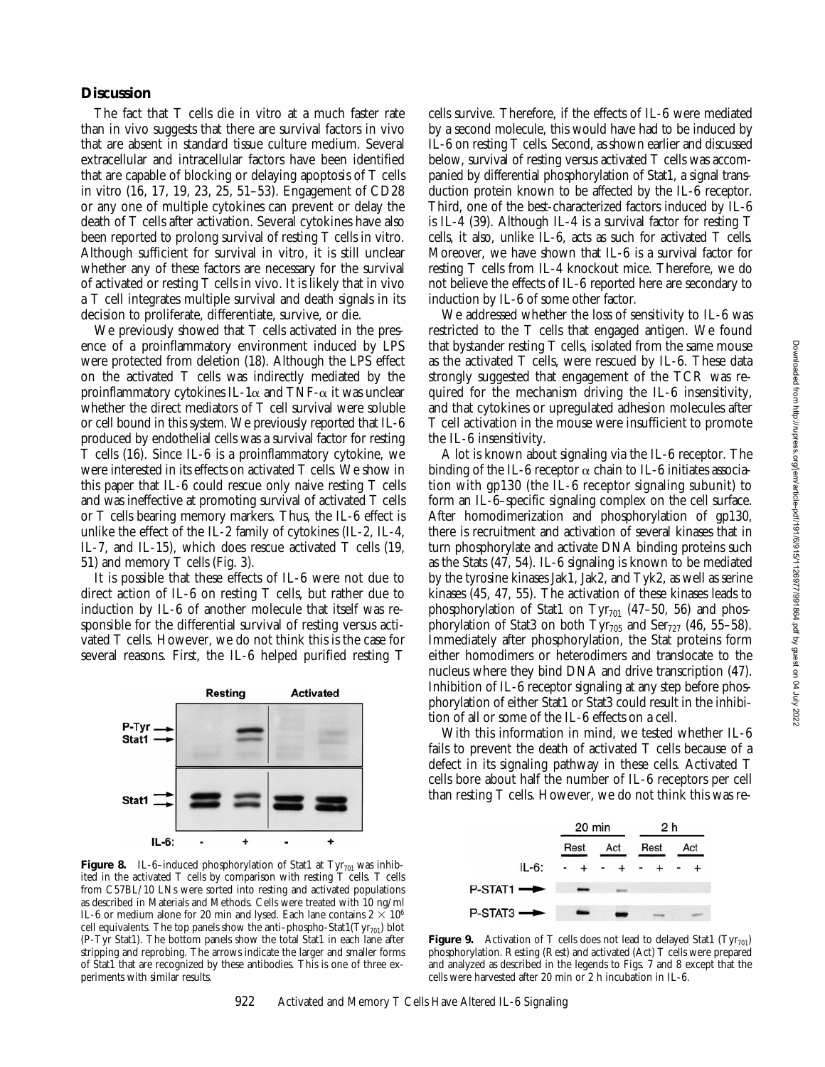## Discussion

The fact that T cells die in vitro at a much faster rate than in vivo suggests that there are survival factors in vivo that are absent in standard tissue culture medium. Several extracellular and intracellular factors have been identified that are capable of blocking or delaying apoptosis of T cells in vitro (16, 17, 19, 23, 25, 51–53). Engagement of CD28 or any one of multiple cytokines can prevent or delay the death of T cells after activation. Several cytokines have also been reported to prolong survival of resting T cells in vitro. Although sufficient for survival in vitro, it is still unclear whether any of these factors are necessary for the survival of activated or resting T cells in vivo. It is likely that in vivo a T cell integrates multiple survival and death signals in its decision to proliferate, differentiate, survive, or die.

We previously showed that T cells activated in the presence of a proinflammatory environment induced by LPS were protected from deletion (18). Although the LPS effect on the activated T cells was indirectly mediated by the proinflammatory cytokines IL-1α and TNF-α it was unclear whether the direct mediators of T cell survival were soluble or cell bound in this system. We previously reported that IL-6 produced by endothelial cells was a survival factor for resting T cells (16). Since IL-6 is a proinflammatory cytokine, we were interested in its effects on activated T cells. We show in this paper that IL-6 could rescue only naive resting T cells and was ineffective at promoting survival of activated T cells or T cells bearing memory markers. Thus, the IL-6 effect is unlike the effect of the IL-2 family of cytokines (IL-2, IL-4, IL-7, and IL-15), which does rescue activated T cells (19, 51) and memory T cells (Fig. 3).

It is possible that these effects of IL-6 were not due to direct action of IL-6 on resting T cells, but rather due to induction by IL-6 of another molecule that itself was responsible for the differential survival of resting versus activated T cells. However, we do not think this is the case for several reasons. First, the IL-6 helped purified resting T cells survive. Therefore, if the effects of IL-6 were mediated by a second molecule, this would have had to be induced by IL-6 on resting T cells. Second, as shown earlier and discussed below, survival of resting versus activated T cells was accompanied by differential phosphorylation of Stat1, a signal transduction protein known to be affected by the IL-6 receptor. Third, one of the best-characterized factors induced by IL-6 is IL-4 (39). Although IL-4 is a survival factor for resting T cells, it also, unlike IL-6, acts as such for activated T cells. Moreover, we have shown that IL-6 is a survival factor for resting T cells from IL-4 knockout mice. Therefore, we do not believe the effects of IL-6 reported here are secondary to induction by IL-6 of some other factor.

We addressed whether the loss of sensitivity to IL-6 was restricted to the T cells that engaged antigen. We found that bystander resting T cells, isolated from the same mouse as the activated T cells, were rescued by IL-6. These data strongly suggested that engagement of the TCR was required for the mechanism driving the IL-6 insensitivity, and that cytokines or upregulated adhesion molecules after T cell activation in the mouse were insufficient to promote the IL-6 insensitivity.

A lot is known about signaling via the IL-6 receptor. The binding of the IL-6 receptor α chain to IL-6 initiates association with gp130 (the IL-6 receptor signaling subunit) to form an IL-6–specific signaling complex on the cell surface. After homodimerization and phosphorylation of gp130, there is recruitment and activation of several kinases that in turn phosphorylate and activate DNA binding proteins such as the Stats (47, 54). IL-6 signaling is known to be mediated by the tyrosine kinases Jak1, Jak2, and Tyk2, as well as serine kinases (45, 47, 55). The activation of these kinases leads to phosphorylation of Stat1 on $Tyr_{701}$ (47–50, 56) and phosphorylation of Stat3 on both $Tyr_{705}$ and $Ser_{727}$ (46, 55–58). Immediately after phosphorylation, the Stat proteins form either homodimers or heterodimers and translocate to the nucleus where they bind DNA and drive transcription (47). Inhibition of IL-6 receptor signaling at any step before phosphorylation of either Stat1 or Stat3 could result in the inhibition of all or some of the IL-6 effects on a cell.

With this information in mind, we tested whether IL-6 fails to prevent the death of activated T cells because of a defect in its signaling pathway in these cells. Activated T cells bore about half the number of IL-6 receptors per cell than resting T cells. However, we do not think this was re-

Resting
Activated
P-Tyr Stat1
Stat1
IL-6: - + - +

**Figure 8.** IL-6–induced phosphorylation of Stat1 at $Tyr_{701}$ was inhibited in the activated T cells by comparison with resting T cells. T cells from C57BL/10 LNs were sorted into resting and activated populations as described in Materials and Methods. Cells were treated with 10 ng/ml IL-6 or medium alone for 20 min and lysed. Each lane contains $2 \times 10^6$ cell equivalents. The top panels show the anti–phospho-Stat1($Tyr_{701}$) blot (P-Tyr Stat1). The bottom panels show the total Stat1 in each lane after stripping and reprobing. The arrows indicate the larger and smaller forms of Stat1 that are recognized by these antibodies. This is one of three experiments with similar results.

20 min
2 h
Rest Act Rest Act
IL-6: - + - + - + - +
P-STAT1
P-STAT3

**Figure 9.** Activation of T cells does not lead to delayed Stat1 ($Tyr_{701}$) phosphorylation. Resting (Rest) and activated (Act) T cells were prepared and analyzed as described in the legends to Figs. 7 and 8 except that the cells were harvested after 20 min or 2 h incubation in IL-6.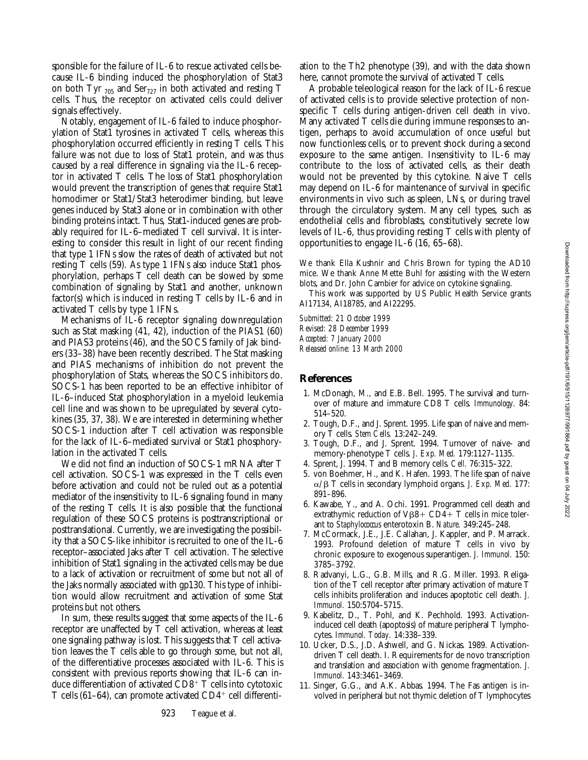sponsible for the failure of IL-6 to rescue activated cells because IL-6 binding induced the phosphorylation of Stat3 on both Tyr $_{705}$ and Ser$_{727}$ in both activated and resting T cells. Thus, the receptor on activated cells could deliver signals effectively.

Notably, engagement of IL-6 failed to induce phosphorylation of Stat1 tyrosines in activated T cells, whereas this phosphorylation occurred efficiently in resting T cells. This failure was not due to loss of Stat1 protein, and was thus caused by a real difference in signaling via the IL-6 receptor in activated T cells. The loss of Stat1 phosphorylation would prevent the transcription of genes that require Stat1 homodimer or Stat1/Stat3 heterodimer binding, but leave genes induced by Stat3 alone or in combination with other binding proteins intact. Thus, Stat1-induced genes are probably required for IL-6–mediated T cell survival. It is interesting to consider this result in light of our recent finding that type 1 IFNs slow the rates of death of activated but not resting T cells (59). As type 1 IFNs also induce Stat1 phosphorylation, perhaps T cell death can be slowed by some combination of signaling by Stat1 and another, unknown factor(s) which is induced in resting T cells by IL-6 and in activated T cells by type 1 IFNs.

Mechanisms of IL-6 receptor signaling downregulation such as Stat masking (41, 42), induction of the PIAS1 (60) and PIAS3 proteins (46), and the SOCS family of Jak binders (33–38) have been recently described. The Stat masking and PIAS mechanisms of inhibition do not prevent the phosphorylation of Stats, whereas the SOCS inhibitors do. SOCS-1 has been reported to be an effective inhibitor of IL-6–induced Stat phosphorylation in a myeloid leukemia cell line and was shown to be upregulated by several cytokines (35, 37, 38). We are interested in determining whether SOCS-1 induction after T cell activation was responsible for the lack of IL-6–mediated survival or Stat1 phosphorylation in the activated T cells.

We did not find an induction of SOCS-1 mRNA after T cell activation. SOCS-1 was expressed in the T cells even before activation and could not be ruled out as a potential mediator of the insensitivity to IL-6 signaling found in many of the resting T cells. It is also possible that the functional regulation of these SOCS proteins is posttranscriptional or posttranslational. Currently, we are investigating the possibility that a SOCS-like inhibitor is recruited to one of the IL-6 receptor–associated Jaks after T cell activation. The selective inhibition of Stat1 signaling in the activated cells may be due to a lack of activation or recruitment of some but not all of the Jaks normally associated with gp130. This type of inhibition would allow recruitment and activation of some Stat proteins but not others.

In sum, these results suggest that some aspects of the IL-6 receptor are unaffected by T cell activation, whereas at least one signaling pathway is lost. This suggests that T cell activation leaves the T cells able to go through some, but not all, of the differentiative processes associated with IL-6. This is consistent with previous reports showing that IL-6 can induce differentiation of activated $CD8^+$ T cells into cytotoxic T cells (61–64), can promote activated $CD4^+$ cell differentiation to the Th2 phenotype (39), and with the data shown here, cannot promote the survival of activated T cells.

A probable teleological reason for the lack of IL-6 rescue of activated cells is to provide selective protection of nonspecific T cells during antigen-driven cell death in vivo. Many activated T cells die during immune responses to antigen, perhaps to avoid accumulation of once useful but now functionless cells, or to prevent shock during a second exposure to the same antigen. Insensitivity to IL-6 may contribute to the loss of activated cells, as their death would not be prevented by this cytokine. Naive T cells may depend on IL-6 for maintenance of survival in specific environments in vivo such as spleen, LNs, or during travel through the circulatory system. Many cell types, such as endothelial cells and fibroblasts, constitutively secrete low levels of IL-6, thus providing resting T cells with plenty of opportunities to engage IL-6 (16, 65–68).

We thank Ella Kushnir and Chris Brown for typing the AD10 mice. We thank Anne Mette Buhl for assisting with the Western blots, and Dr. John Cambier for advice on cytokine signaling.

This work was supported by US Public Health Service grants AI17134, AI18785, and AI22295.

*Submitted: 21 October 1999*
*Revised: 28 December 1999*
*Accepted: 7 January 2000*
*Released online: 13 March 2000*

## References

1. McDonagh, M., and E.B. Bell. 1995. The survival and turnover of mature and immature CD8 T cells. *Immunology.* 84: 514–520.
2. Tough, D.F., and J. Sprent. 1995. Life span of naive and memory T cells. *Stem Cells.* 13:242–249.
3. Tough, D.F., and J. Sprent. 1994. Turnover of naive- and memory-phenotype T cells. *J. Exp. Med.* 179:1127–1135.
4. Sprent, J. 1994. T and B memory cells. *Cell.* 76:315–322.
5. von Boehmer, H., and K. Hafen. 1993. The life span of naive α/β T cells in secondary lymphoid organs. *J. Exp. Med.* 177: 891–896.
6. Kawabe, Y., and A. Ochi. 1991. Programmed cell death and extrathymic reduction of Vβ8+ CD4+ T cells in mice tolerant to *Staphylococcus* enterotoxin B. *Nature.* 349:245–248.
7. McCormack, J.E., J.E. Callahan, J. Kappler, and P. Marrack. 1993. Profound deletion of mature T cells in vivo by chronic exposure to exogenous superantigen. *J. Immunol.* 150: 3785–3792.
8. Radvanyi, L.G., G.B. Mills, and R.G. Miller. 1993. Religation of the T cell receptor after primary activation of mature T cells inhibits proliferation and induces apoptotic cell death. *J. Immunol.* 150:5704–5715.
9. Kabelitz, D., T. Pohl, and K. Pechhold. 1993. Activation-induced cell death (apoptosis) of mature peripheral T lymphocytes. *Immunol. Today.* 14:338–339.
10. Ucker, D.S., J.D. Ashwell, and G. Nickas. 1989. Activation-driven T cell death. I. Requirements for de novo transcription and translation and association with genome fragmentation. *J. Immunol.* 143:3461–3469.
11. Singer, G.G., and A.K. Abbas. 1994. The Fas antigen is involved in peripheral but not thymic deletion of T lymphocytes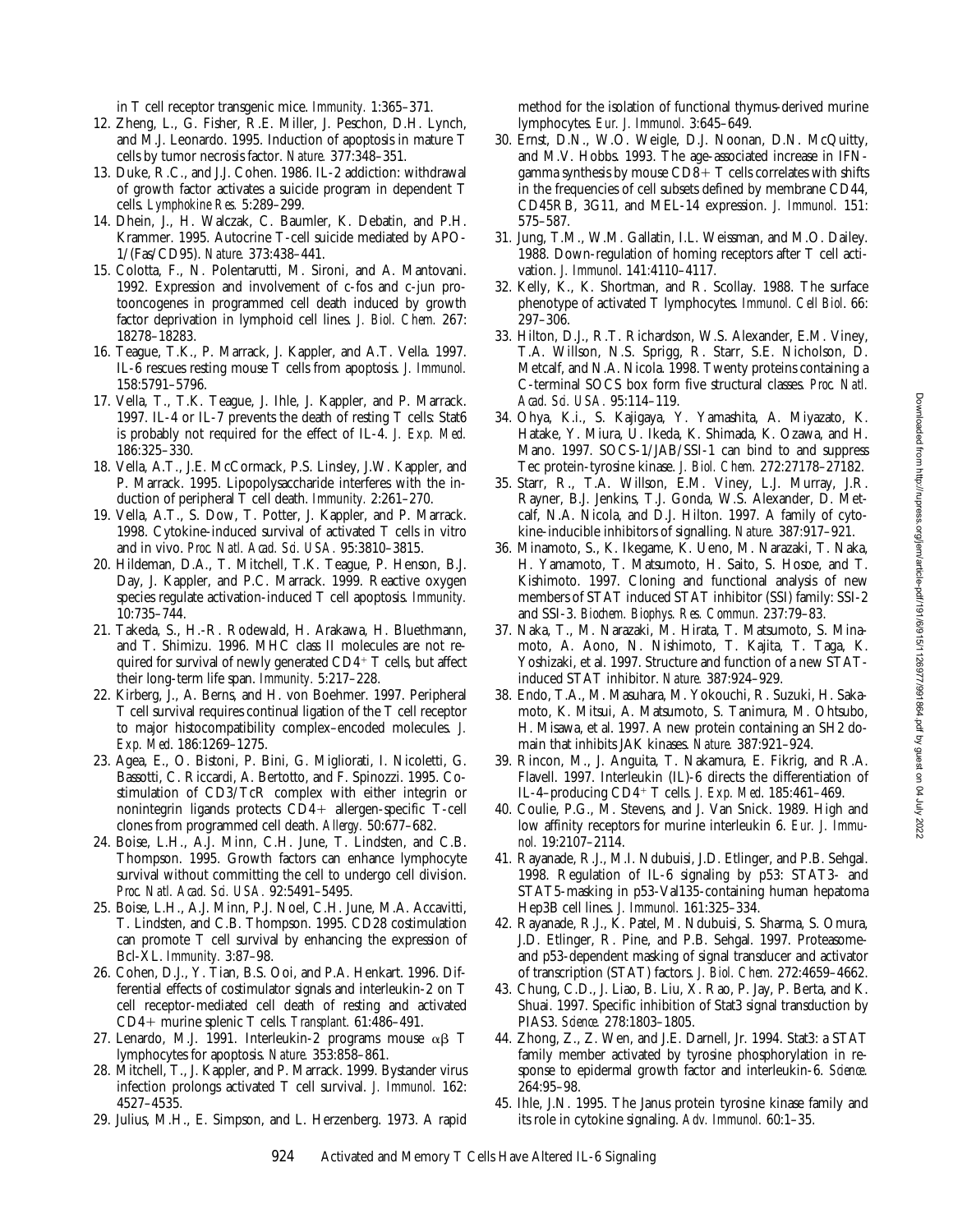in T cell receptor transgenic mice. *Immunity.* 1:365–371.

12. Zheng, L., G. Fisher, R.E. Miller, J. Peschon, D.H. Lynch, and M.J. Leonardo. 1995. Induction of apoptosis in mature T cells by tumor necrosis factor. *Nature.* 377:348–351.
13. Duke, R.C., and J.J. Cohen. 1986. IL-2 addiction: withdrawal of growth factor activates a suicide program in dependent T cells. *Lymphokine Res.* 5:289–299.
14. Dhein, J., H. Walczak, C. Baumler, K. Debatin, and P.H. Krammer. 1995. Autocrine T-cell suicide mediated by APO-1/(Fas/CD95). *Nature.* 373:438–441.
15. Colotta, F., N. Polentarutti, M. Sironi, and A. Mantovani. 1992. Expression and involvement of c-fos and c-jun protooncogenes in programmed cell death induced by growth factor deprivation in lymphoid cell lines. *J. Biol. Chem.* 267: 18278–18283.
16. Teague, T.K., P. Marrack, J. Kappler, and A.T. Vella. 1997. IL-6 rescues resting mouse T cells from apoptosis. *J. Immunol.* 158:5791–5796.
17. Vella, T., T.K. Teague, J. Ihle, J. Kappler, and P. Marrack. 1997. IL-4 or IL-7 prevents the death of resting T cells: Stat6 is probably not required for the effect of IL-4. *J. Exp. Med.* 186:325–330.
18. Vella, A.T., J.E. McCormack, P.S. Linsley, J.W. Kappler, and P. Marrack. 1995. Lipopolysaccharide interferes with the induction of peripheral T cell death. *Immunity.* 2:261–270.
19. Vella, A.T., S. Dow, T. Potter, J. Kappler, and P. Marrack. 1998. Cytokine-induced survival of activated T cells in vitro and in vivo. *Proc. Natl. Acad. Sci. USA.* 95:3810–3815.
20. Hildeman, D.A., T. Mitchell, T.K. Teague, P. Henson, B.J. Day, J. Kappler, and P.C. Marrack. 1999. Reactive oxygen species regulate activation-induced T cell apoptosis. *Immunity.* 10:735–744.
21. Takeda, S., H.-R. Rodewald, H. Arakawa, H. Bluethmann, and T. Shimizu. 1996. MHC class II molecules are not required for survival of newly generated $CD4^+$ T cells, but affect their long-term life span. *Immunity.* 5:217–228.
22. Kirberg, J., A. Berns, and H. von Boehmer. 1997. Peripheral T cell survival requires continual ligation of the T cell receptor to major histocompatibility complex–encoded molecules. *J. Exp. Med.* 186:1269–1275.
23. Agea, E., O. Bistoni, P. Bini, G. Migliorati, I. Nicoletti, G. Bassotti, C. Riccardi, A. Bertotto, and F. Spinozzi. 1995. Costimulation of CD3/TcR complex with either integrin or nonintegrin ligands protects CD4+ allergen-specific T-cell clones from programmed cell death. *Allergy.* 50:677–682.
24. Boise, L.H., A.J. Minn, C.H. June, T. Lindsten, and C.B. Thompson. 1995. Growth factors can enhance lymphocyte survival without committing the cell to undergo cell division. *Proc. Natl. Acad. Sci. USA.* 92:5491–5495.
25. Boise, L.H., A.J. Minn, P.J. Noel, C.H. June, M.A. Accavitti, T. Lindsten, and C.B. Thompson. 1995. CD28 costimulation can promote T cell survival by enhancing the expression of Bcl-XL. *Immunity.* 3:87–98.
26. Cohen, D.J., Y. Tian, B.S. Ooi, and P.A. Henkart. 1996. Differential effects of costimulator signals and interleukin-2 on T cell receptor-mediated cell death of resting and activated CD4+ murine splenic T cells. *Transplant.* 61:486–491.
27. Lenardo, M.J. 1991. Interleukin-2 programs mouse $\alpha\beta$ T lymphocytes for apoptosis. *Nature.* 353:858–861.
28. Mitchell, T., J. Kappler, and P. Marrack. 1999. Bystander virus infection prolongs activated T cell survival. *J. Immunol.* 162: 4527–4535.
29. Julius, M.H., E. Simpson, and L. Herzenberg. 1973. A rapid method for the isolation of functional thymus-derived murine lymphocytes. *Eur. J. Immunol.* 3:645–649.
30. Ernst, D.N., W.O. Weigle, D.J. Noonan, D.N. McQuitty, and M.V. Hobbs. 1993. The age-associated increase in IFN-gamma synthesis by mouse CD8+ T cells correlates with shifts in the frequencies of cell subsets defined by membrane CD44, CD45RB, 3G11, and MEL-14 expression. *J. Immunol.* 151: 575–587.
31. Jung, T.M., W.M. Gallatin, I.L. Weissman, and M.O. Dailey. 1988. Down-regulation of homing receptors after T cell activation. *J. Immunol.* 141:4110–4117.
32. Kelly, K., K. Shortman, and R. Scollay. 1988. The surface phenotype of activated T lymphocytes. *Immunol. Cell Biol.* 66: 297–306.
33. Hilton, D.J., R.T. Richardson, W.S. Alexander, E.M. Viney, T.A. Willson, N.S. Sprigg, R. Starr, S.E. Nicholson, D. Metcalf, and N.A. Nicola. 1998. Twenty proteins containing a C-terminal SOCS box form five structural classes. *Proc. Natl. Acad. Sci. USA.* 95:114–119.
34. Ohya, K.i., S. Kajigaya, Y. Yamashita, A. Miyazato, K. Hatake, Y. Miura, U. Ikeda, K. Shimada, K. Ozawa, and H. Mano. 1997. SOCS-1/JAB/SSI-1 can bind to and suppress Tec protein-tyrosine kinase. *J. Biol. Chem.* 272:27178–27182.
35. Starr, R., T.A. Willson, E.M. Viney, L.J. Murray, J.R. Rayner, B.J. Jenkins, T.J. Gonda, W.S. Alexander, D. Metcalf, N.A. Nicola, and D.J. Hilton. 1997. A family of cytokine-inducible inhibitors of signalling. *Nature.* 387:917–921.
36. Minamoto, S., K. Ikegame, K. Ueno, M. Narazaki, T. Naka, H. Yamamoto, T. Matsumoto, H. Saito, S. Hosoe, and T. Kishimoto. 1997. Cloning and functional analysis of new members of STAT induced STAT inhibitor (SSI) family: SSI-2 and SSI-3. *Biochem. Biophys. Res. Commun.* 237:79–83.
37. Naka, T., M. Narazaki, M. Hirata, T. Matsumoto, S. Minamoto, A. Aono, N. Nishimoto, T. Kajita, T. Taga, K. Yoshizaki, et al. 1997. Structure and function of a new STAT-induced STAT inhibitor. *Nature.* 387:924–929.
38. Endo, T.A., M. Masuhara, M. Yokouchi, R. Suzuki, H. Sakamoto, K. Mitsui, A. Matsumoto, S. Tanimura, M. Ohtsubo, H. Misawa, et al. 1997. A new protein containing an SH2 domain that inhibits JAK kinases. *Nature.* 387:921–924.
39. Rincon, M., J. Anguita, T. Nakamura, E. Fikrig, and R.A. Flavell. 1997. Interleukin (IL)-6 directs the differentiation of IL-4–producing $CD4^+$ T cells. *J. Exp. Med.* 185:461–469.
40. Coulie, P.G., M. Stevens, and J. Van Snick. 1989. High and low affinity receptors for murine interleukin 6. *Eur. J. Immunol.* 19:2107–2114.
41. Rayanade, R.J., M.I. Ndubuisi, J.D. Etlinger, and P.B. Sehgal. 1998. Regulation of IL-6 signaling by p53: STAT3- and STAT5-masking in p53-Val135-containing human hepatoma Hep3B cell lines. *J. Immunol.* 161:325–334.
42. Rayanade, R.J., K. Patel, M. Ndubuisi, S. Sharma, S. Omura, J.D. Etlinger, R. Pine, and P.B. Sehgal. 1997. Proteasome- and p53-dependent masking of signal transducer and activator of transcription (STAT) factors. *J. Biol. Chem.* 272:4659–4662.
43. Chung, C.D., J. Liao, B. Liu, X. Rao, P. Jay, P. Berta, and K. Shuai. 1997. Specific inhibition of Stat3 signal transduction by PIAS3. *Science.* 278:1803–1805.
44. Zhong, Z., Z. Wen, and J.E. Darnell, Jr. 1994. Stat3: a STAT family member activated by tyrosine phosphorylation in response to epidermal growth factor and interleukin-6. *Science.* 264:95–98.
45. Ihle, J.N. 1995. The Janus protein tyrosine kinase family and its role in cytokine signaling. *Adv. Immunol.* 60:1–35.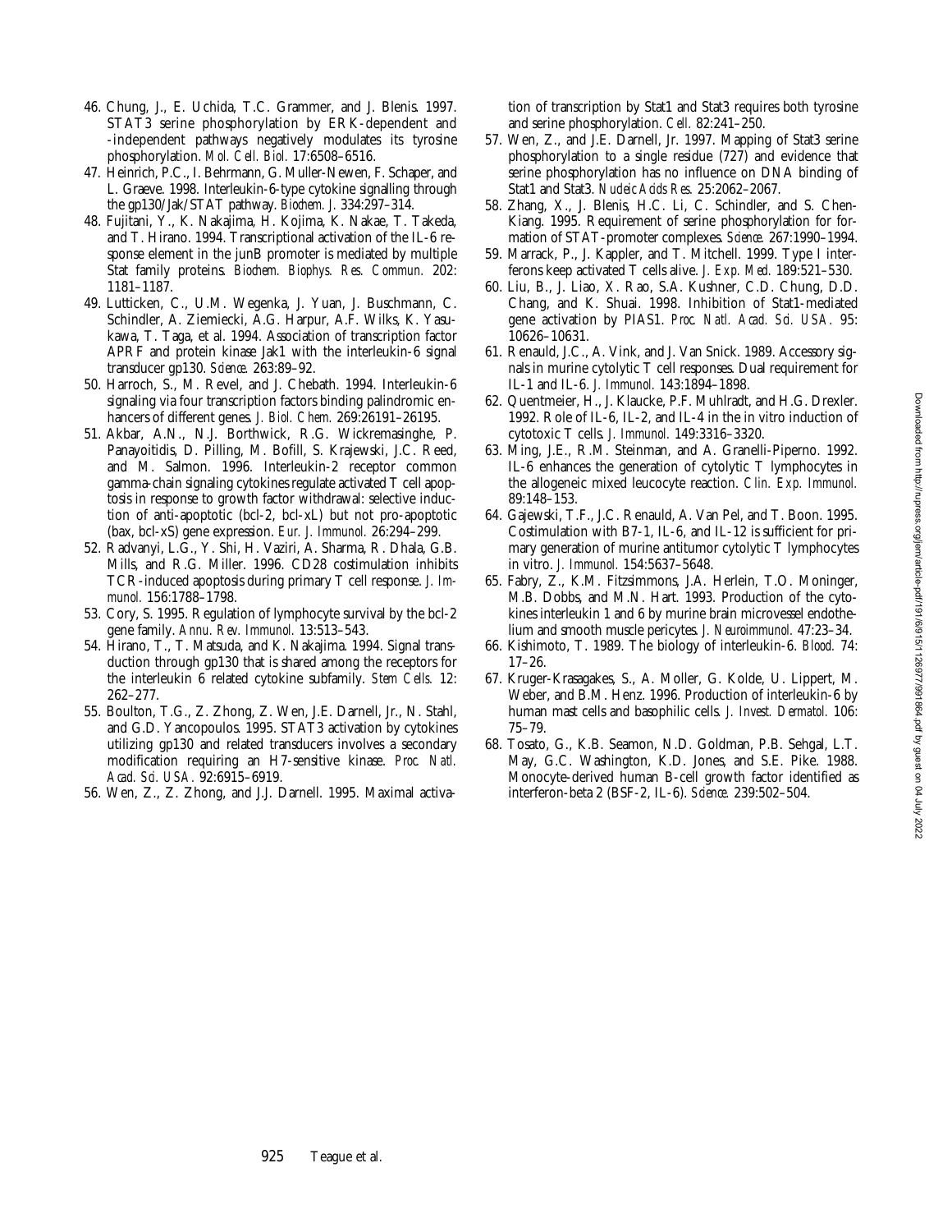46. Chung, J., E. Uchida, T.C. Grammer, and J. Blenis. 1997. STAT3 serine phosphorylation by ERK-dependent and -independent pathways negatively modulates its tyrosine phosphorylation. *Mol. Cell. Biol.* 17:6508–6516.
47. Heinrich, P.C., I. Behrmann, G. Muller-Newen, F. Schaper, and L. Graeve. 1998. Interleukin-6-type cytokine signalling through the gp130/Jak/STAT pathway. *Biochem. J.* 334:297–314.
48. Fujitani, Y., K. Nakajima, H. Kojima, K. Nakae, T. Takeda, and T. Hirano. 1994. Transcriptional activation of the IL-6 response element in the junB promoter is mediated by multiple Stat family proteins. *Biochem. Biophys. Res. Commun.* 202: 1181–1187.
49. Lutticken, C., U.M. Wegenka, J. Yuan, J. Buschmann, C. Schindler, A. Ziemiecki, A.G. Harpur, A.F. Wilks, K. Yasukawa, T. Taga, et al. 1994. Association of transcription factor APRF and protein kinase Jak1 with the interleukin-6 signal transducer gp130. *Science.* 263:89–92.
50. Harroch, S., M. Revel, and J. Chebath. 1994. Interleukin-6 signaling via four transcription factors binding palindromic enhancers of different genes. *J. Biol. Chem.* 269:26191–26195.
51. Akbar, A.N., N.J. Borthwick, R.G. Wickremasinghe, P. Panayoitidis, D. Pilling, M. Bofill, S. Krajewski, J.C. Reed, and M. Salmon. 1996. Interleukin-2 receptor common gamma-chain signaling cytokines regulate activated T cell apoptosis in response to growth factor withdrawal: selective induction of anti-apoptotic (bcl-2, bcl-xL) but not pro-apoptotic (bax, bcl-xS) gene expression. *Eur. J. Immunol.* 26:294–299.
52. Radvanyi, L.G., Y. Shi, H. Vaziri, A. Sharma, R. Dhala, G.B. Mills, and R.G. Miller. 1996. CD28 costimulation inhibits TCR-induced apoptosis during primary T cell response. *J. Immunol.* 156:1788–1798.
53. Cory, S. 1995. Regulation of lymphocyte survival by the bcl-2 gene family. *Annu. Rev. Immunol.* 13:513–543.
54. Hirano, T., T. Matsuda, and K. Nakajima. 1994. Signal transduction through gp130 that is shared among the receptors for the interleukin 6 related cytokine subfamily. *Stem Cells.* 12: 262–277.
55. Boulton, T.G., Z. Zhong, Z. Wen, J.E. Darnell, Jr., N. Stahl, and G.D. Yancopoulos. 1995. STAT3 activation by cytokines utilizing gp130 and related transducers involves a secondary modification requiring an H7-sensitive kinase. *Proc. Natl. Acad. Sci. USA.* 92:6915–6919.
56. Wen, Z., Z. Zhong, and J.J. Darnell. 1995. Maximal activation of transcription by Stat1 and Stat3 requires both tyrosine and serine phosphorylation. *Cell.* 82:241–250.
57. Wen, Z., and J.E. Darnell, Jr. 1997. Mapping of Stat3 serine phosphorylation to a single residue (727) and evidence that serine phosphorylation has no influence on DNA binding of Stat1 and Stat3. *Nucleic Acids Res.* 25:2062–2067.
58. Zhang, X., J. Blenis, H.C. Li, C. Schindler, and S. Chen-Kiang. 1995. Requirement of serine phosphorylation for formation of STAT-promoter complexes. *Science.* 267:1990–1994.
59. Marrack, P., J. Kappler, and T. Mitchell. 1999. Type I interferons keep activated T cells alive. *J. Exp. Med.* 189:521–530.
60. Liu, B., J. Liao, X. Rao, S.A. Kushner, C.D. Chung, D.D. Chang, and K. Shuai. 1998. Inhibition of Stat1-mediated gene activation by PIAS1. *Proc. Natl. Acad. Sci. USA.* 95: 10626–10631.
61. Renauld, J.C., A. Vink, and J. Van Snick. 1989. Accessory signals in murine cytolytic T cell responses. Dual requirement for IL-1 and IL-6. *J. Immunol.* 143:1894–1898.
62. Quentmeier, H., J. Klaucke, P.F. Muhlradt, and H.G. Drexler. 1992. Role of IL-6, IL-2, and IL-4 in the in vitro induction of cytotoxic T cells. *J. Immunol.* 149:3316–3320.
63. Ming, J.E., R.M. Steinman, and A. Granelli-Piperno. 1992. IL-6 enhances the generation of cytolytic T lymphocytes in the allogeneic mixed leucocyte reaction. *Clin. Exp. Immunol.* 89:148–153.
64. Gajewski, T.F., J.C. Renauld, A. Van Pel, and T. Boon. 1995. Costimulation with B7-1, IL-6, and IL-12 is sufficient for primary generation of murine antitumor cytolytic T lymphocytes in vitro. *J. Immunol.* 154:5637–5648.
65. Fabry, Z., K.M. Fitzsimmons, J.A. Herlein, T.O. Moninger, M.B. Dobbs, and M.N. Hart. 1993. Production of the cytokines interleukin 1 and 6 by murine brain microvessel endothelium and smooth muscle pericytes. *J. Neuroimmunol.* 47:23–34.
66. Kishimoto, T. 1989. The biology of interleukin-6. *Blood.* 74: 17–26.
67. Kruger-Krasagakes, S., A. Moller, G. Kolde, U. Lippert, M. Weber, and B.M. Henz. 1996. Production of interleukin-6 by human mast cells and basophilic cells. *J. Invest. Dermatol.* 106: 75–79.
68. Tosato, G., K.B. Seamon, N.D. Goldman, P.B. Sehgal, L.T. May, G.C. Washington, K.D. Jones, and S.E. Pike. 1988. Monocyte-derived human B-cell growth factor identified as interferon-beta 2 (BSF-2, IL-6). *Science.* 239:502–504.